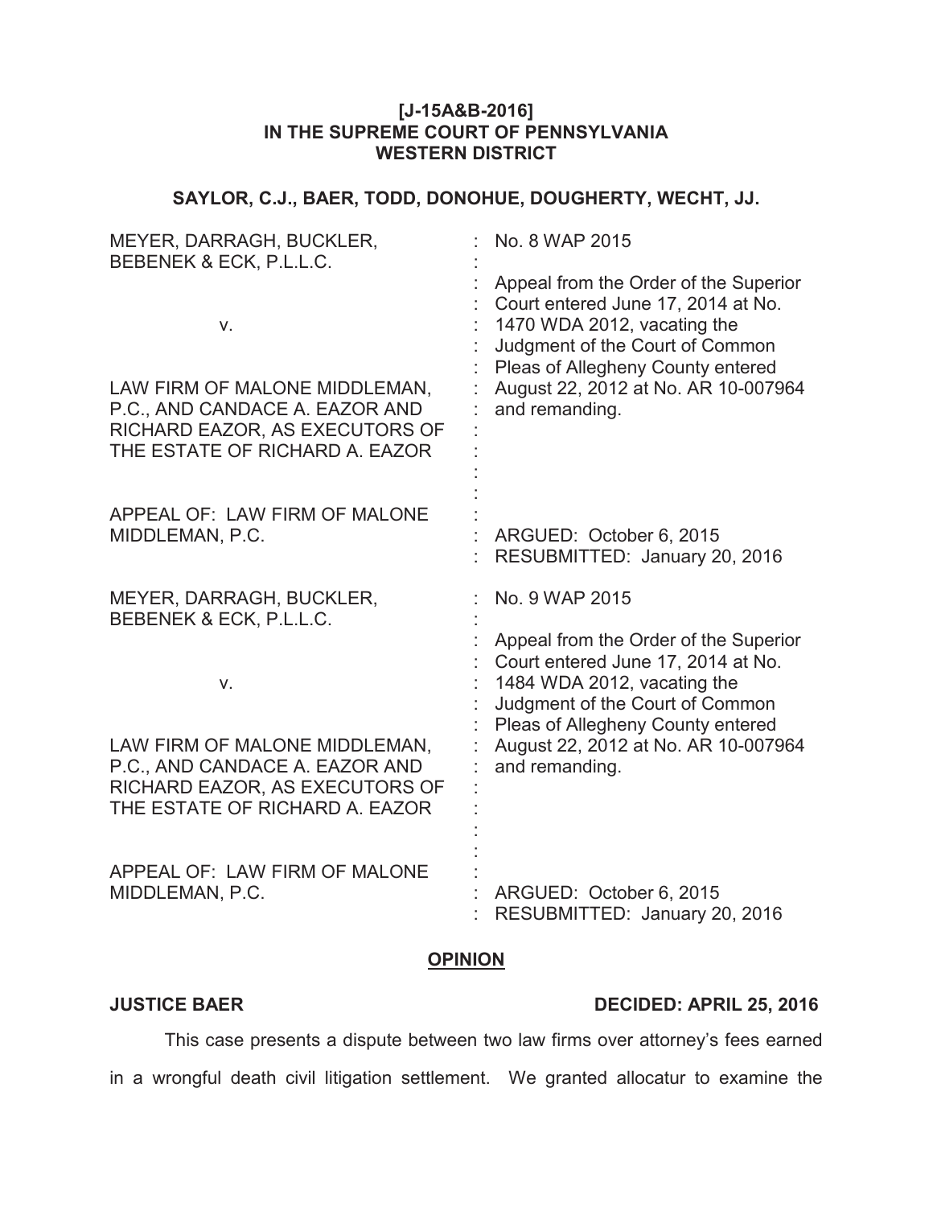**[J-15A&B-2016]**
**IN THE SUPREME COURT OF PENNSYLVANIA**
**WESTERN DISTRICT**

**SAYLOR, C.J., BAER, TODD, DONOHUE, DOUGHERTY, WECHT, JJ.**

| | |
|---|---|
| MEYER, DARRAGH, BUCKLER, BEBENEK & ECK, P.L.L.C.<br><br>v.<br><br>LAW FIRM OF MALONE MIDDLEMAN, P.C., AND CANDACE A. EAZOR AND RICHARD EAZOR, AS EXECUTORS OF THE ESTATE OF RICHARD A. EAZOR<br><br>APPEAL OF: LAW FIRM OF MALONE MIDDLEMAN, P.C. | No. 8 WAP 2015<br><br>Appeal from the Order of the Superior Court entered June 17, 2014 at No. 1470 WDA 2012, vacating the Judgment of the Court of Common Pleas of Allegheny County entered August 22, 2012 at No. AR 10-007964 and remanding.<br><br>ARGUED: October 6, 2015<br>RESUBMITTED: January 20, 2016 |
| MEYER, DARRAGH, BUCKLER, BEBENEK & ECK, P.L.L.C.<br><br>v.<br><br>LAW FIRM OF MALONE MIDDLEMAN, P.C., AND CANDACE A. EAZOR AND RICHARD EAZOR, AS EXECUTORS OF THE ESTATE OF RICHARD A. EAZOR<br><br>APPEAL OF: LAW FIRM OF MALONE MIDDLEMAN, P.C. | No. 9 WAP 2015<br><br>Appeal from the Order of the Superior Court entered June 17, 2014 at No. 1484 WDA 2012, vacating the Judgment of the Court of Common Pleas of Allegheny County entered August 22, 2012 at No. AR 10-007964 and remanding.<br><br>ARGUED: October 6, 2015<br>RESUBMITTED: January 20, 2016 |

## OPINION

**JUSTICE BAER** **DECIDED: APRIL 25, 2016**

This case presents a dispute between two law firms over attorney's fees earned in a wrongful death civil litigation settlement. We granted allocatur to examine the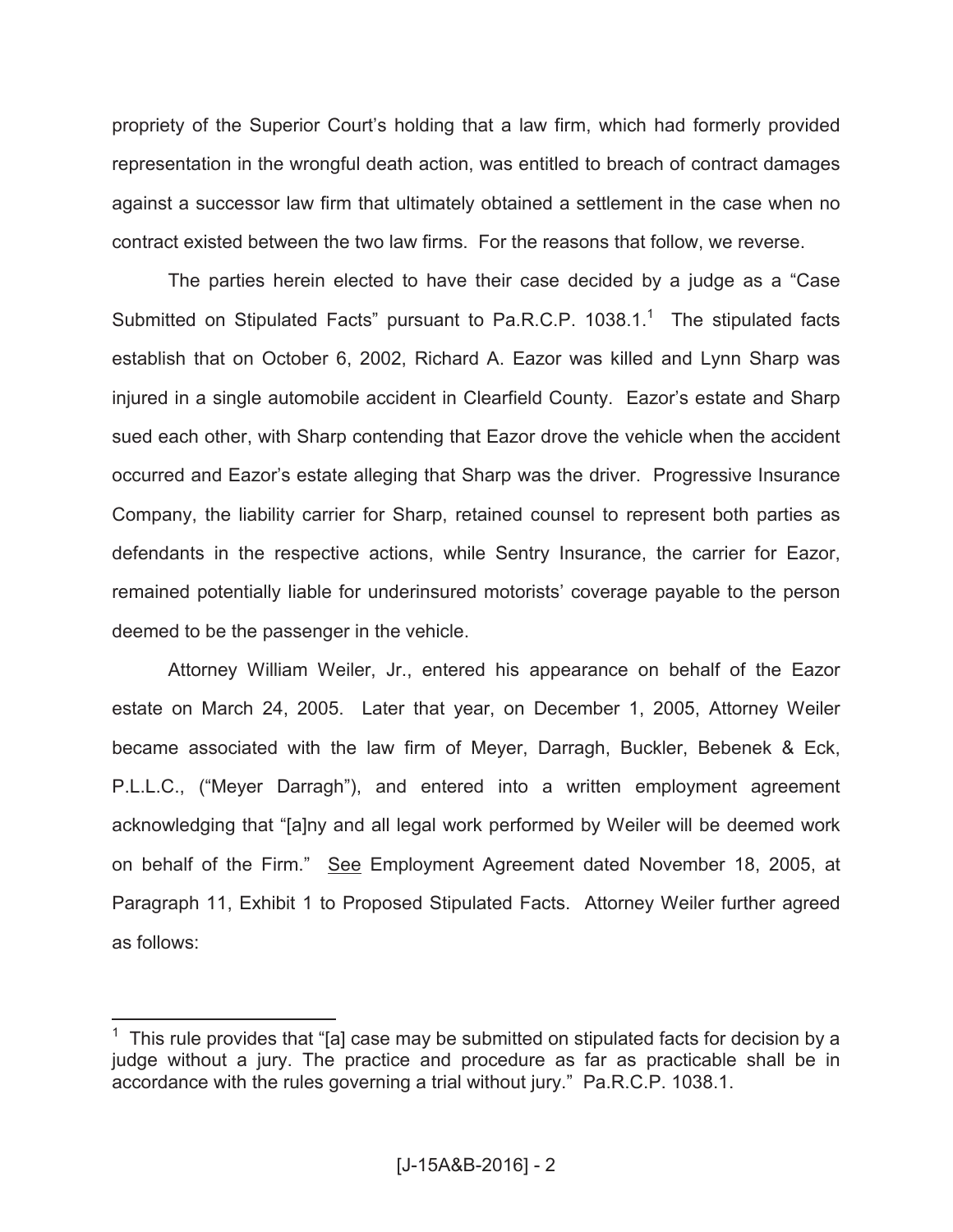propriety of the Superior Court's holding that a law firm, which had formerly provided representation in the wrongful death action, was entitled to breach of contract damages against a successor law firm that ultimately obtained a settlement in the case when no contract existed between the two law firms. For the reasons that follow, we reverse.

The parties herein elected to have their case decided by a judge as a "Case Submitted on Stipulated Facts" pursuant to Pa.R.C.P. 1038.1.[1] The stipulated facts establish that on October 6, 2002, Richard A. Eazor was killed and Lynn Sharp was injured in a single automobile accident in Clearfield County. Eazor's estate and Sharp sued each other, with Sharp contending that Eazor drove the vehicle when the accident occurred and Eazor's estate alleging that Sharp was the driver. Progressive Insurance Company, the liability carrier for Sharp, retained counsel to represent both parties as defendants in the respective actions, while Sentry Insurance, the carrier for Eazor, remained potentially liable for underinsured motorists' coverage payable to the person deemed to be the passenger in the vehicle.

Attorney William Weiler, Jr., entered his appearance on behalf of the Eazor estate on March 24, 2005. Later that year, on December 1, 2005, Attorney Weiler became associated with the law firm of Meyer, Darragh, Buckler, Bebenek & Eck, P.L.L.C., ("Meyer Darragh"), and entered into a written employment agreement acknowledging that "[a]ny and all legal work performed by Weiler will be deemed work on behalf of the Firm." See Employment Agreement dated November 18, 2005, at Paragraph 11, Exhibit 1 to Proposed Stipulated Facts. Attorney Weiler further agreed as follows:

[1] This rule provides that "[a] case may be submitted on stipulated facts for decision by a judge without a jury. The practice and procedure as far as practicable shall be in accordance with the rules governing a trial without jury." Pa.R.C.P. 1038.1.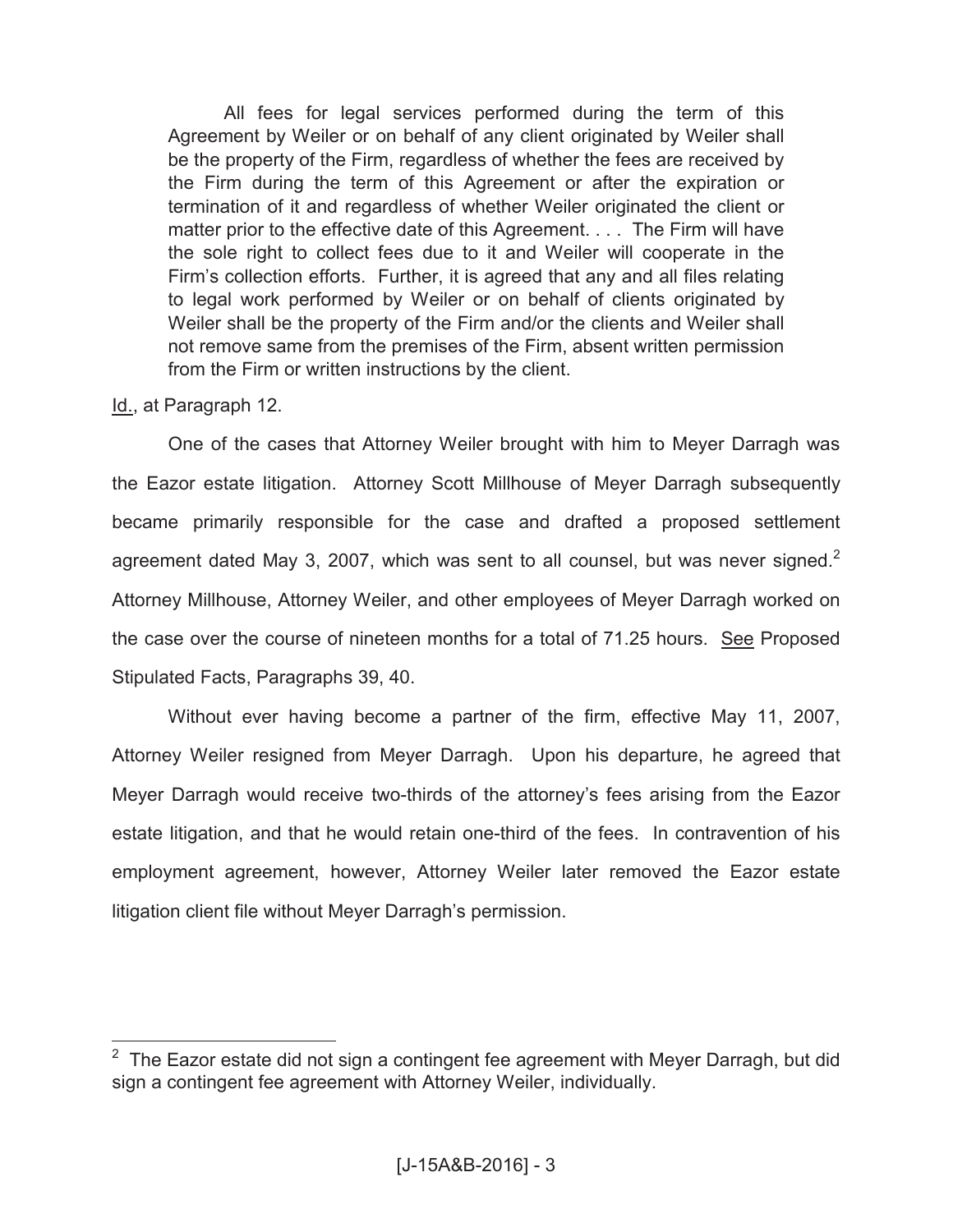> All fees for legal services performed during the term of this Agreement by Weiler or on behalf of any client originated by Weiler shall be the property of the Firm, regardless of whether the fees are received by the Firm during the term of this Agreement or after the expiration or termination of it and regardless of whether Weiler originated the client or matter prior to the effective date of this Agreement. . . . The Firm will have the sole right to collect fees due to it and Weiler will cooperate in the Firm's collection efforts. Further, it is agreed that any and all files relating to legal work performed by Weiler or on behalf of clients originated by Weiler shall be the property of the Firm and/or the clients and Weiler shall not remove same from the premises of the Firm, absent written permission from the Firm or written instructions by the client.

Id., at Paragraph 12.

One of the cases that Attorney Weiler brought with him to Meyer Darragh was the Eazor estate litigation. Attorney Scott Millhouse of Meyer Darragh subsequently became primarily responsible for the case and drafted a proposed settlement agreement dated May 3, 2007, which was sent to all counsel, but was never signed.[2] Attorney Millhouse, Attorney Weiler, and other employees of Meyer Darragh worked on the case over the course of nineteen months for a total of 71.25 hours. See Proposed Stipulated Facts, Paragraphs 39, 40.

Without ever having become a partner of the firm, effective May 11, 2007, Attorney Weiler resigned from Meyer Darragh. Upon his departure, he agreed that Meyer Darragh would receive two-thirds of the attorney's fees arising from the Eazor estate litigation, and that he would retain one-third of the fees. In contravention of his employment agreement, however, Attorney Weiler later removed the Eazor estate litigation client file without Meyer Darragh's permission.

---

[2] The Eazor estate did not sign a contingent fee agreement with Meyer Darragh, but did sign a contingent fee agreement with Attorney Weiler, individually.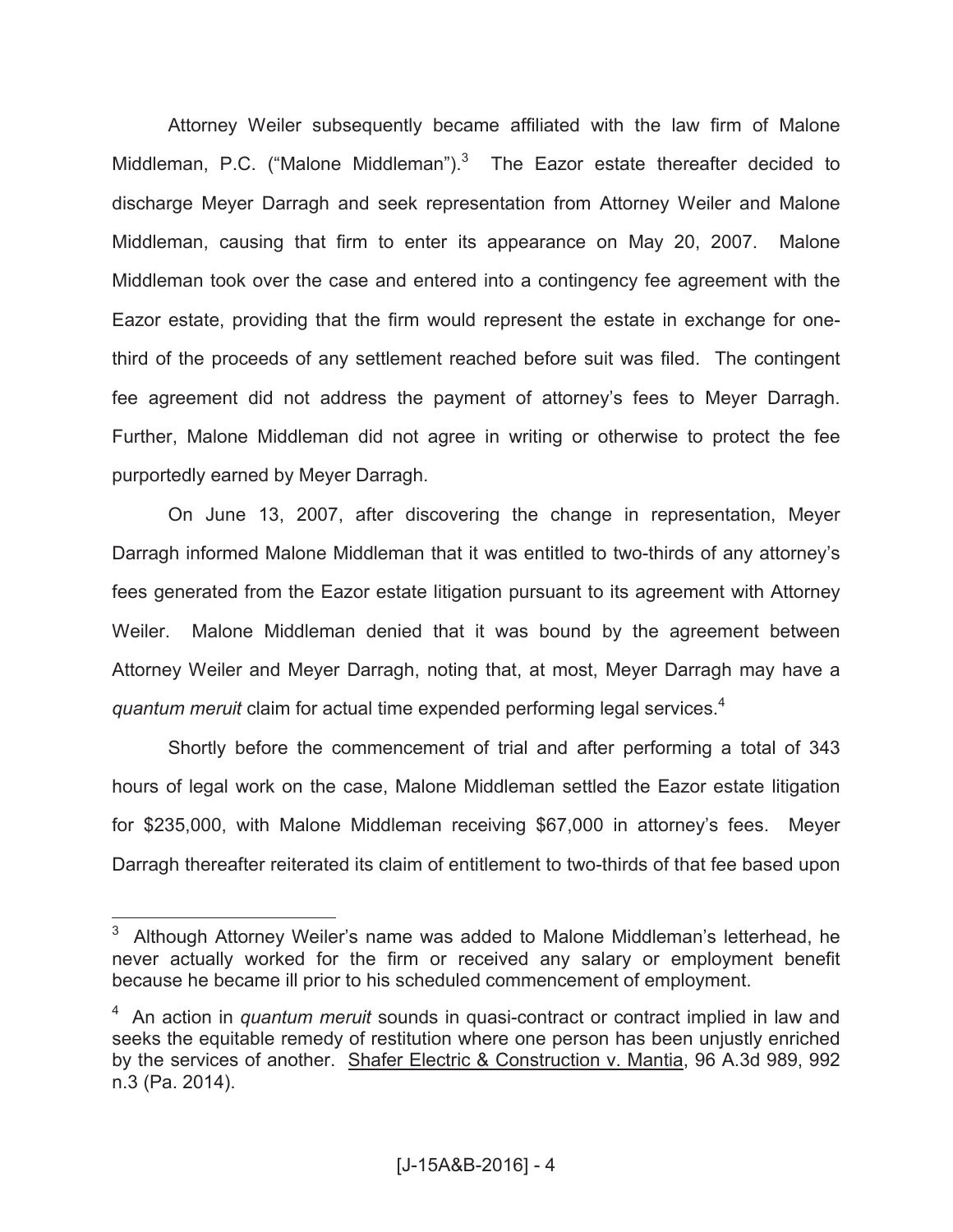Attorney Weiler subsequently became affiliated with the law firm of Malone Middleman, P.C. ("Malone Middleman").[3] The Eazor estate thereafter decided to discharge Meyer Darragh and seek representation from Attorney Weiler and Malone Middleman, causing that firm to enter its appearance on May 20, 2007. Malone Middleman took over the case and entered into a contingency fee agreement with the Eazor estate, providing that the firm would represent the estate in exchange for one-third of the proceeds of any settlement reached before suit was filed. The contingent fee agreement did not address the payment of attorney's fees to Meyer Darragh. Further, Malone Middleman did not agree in writing or otherwise to protect the fee purportedly earned by Meyer Darragh.

On June 13, 2007, after discovering the change in representation, Meyer Darragh informed Malone Middleman that it was entitled to two-thirds of any attorney's fees generated from the Eazor estate litigation pursuant to its agreement with Attorney Weiler. Malone Middleman denied that it was bound by the agreement between Attorney Weiler and Meyer Darragh, noting that, at most, Meyer Darragh may have a *quantum meruit* claim for actual time expended performing legal services.[4]

Shortly before the commencement of trial and after performing a total of 343 hours of legal work on the case, Malone Middleman settled the Eazor estate litigation for $235,000, with Malone Middleman receiving $67,000 in attorney's fees. Meyer Darragh thereafter reiterated its claim of entitlement to two-thirds of that fee based upon

---

[3] Although Attorney Weiler's name was added to Malone Middleman's letterhead, he never actually worked for the firm or received any salary or employment benefit because he became ill prior to his scheduled commencement of employment.

[4] An action in *quantum meruit* sounds in quasi-contract or contract implied in law and seeks the equitable remedy of restitution where one person has been unjustly enriched by the services of another. Shafer Electric & Construction v. Mantia, 96 A.3d 989, 992 n.3 (Pa. 2014).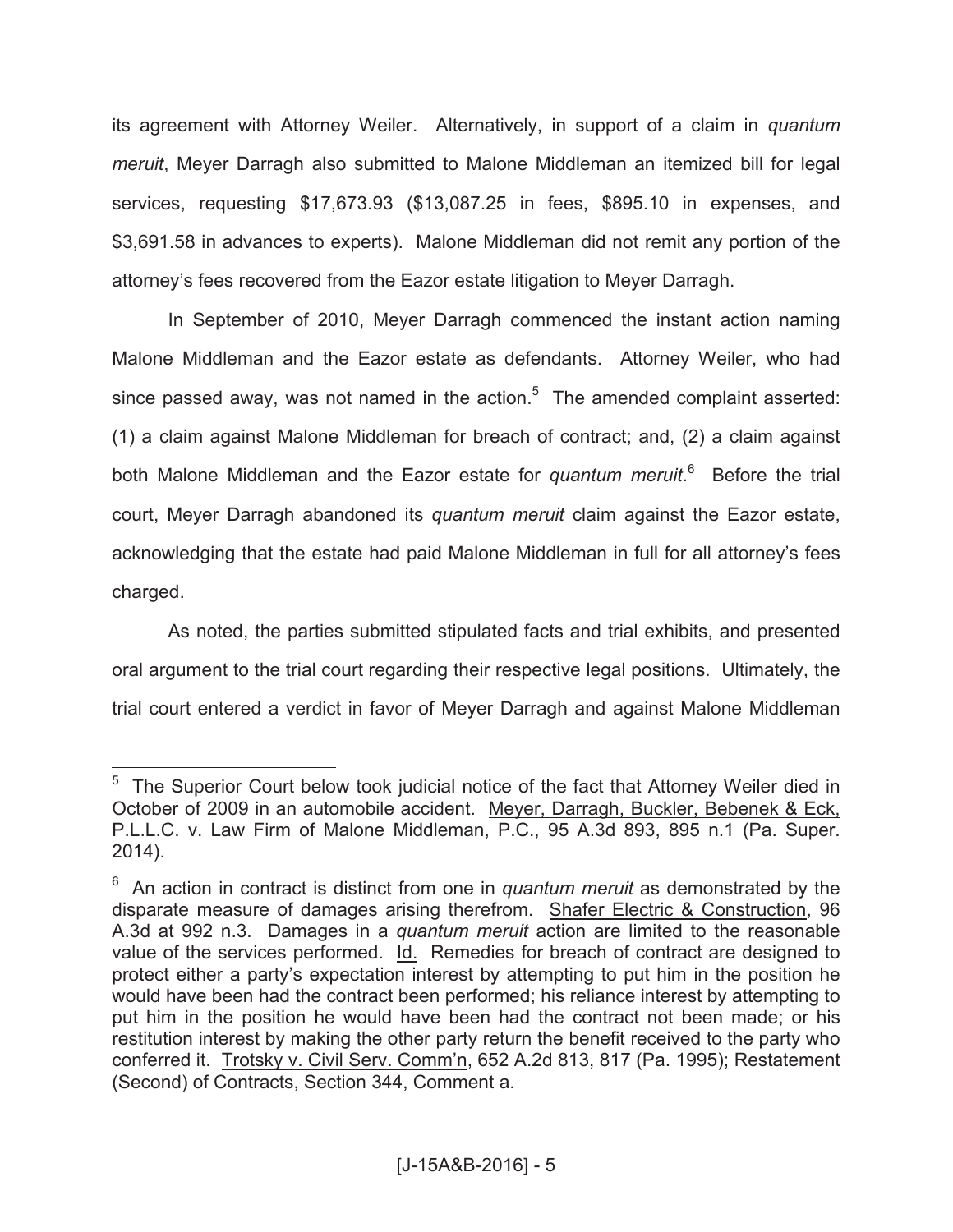its agreement with Attorney Weiler. Alternatively, in support of a claim in *quantum meruit*, Meyer Darragh also submitted to Malone Middleman an itemized bill for legal services, requesting $17,673.93 ($13,087.25 in fees, $895.10 in expenses, and $3,691.58 in advances to experts). Malone Middleman did not remit any portion of the attorney's fees recovered from the Eazor estate litigation to Meyer Darragh.

In September of 2010, Meyer Darragh commenced the instant action naming Malone Middleman and the Eazor estate as defendants. Attorney Weiler, who had since passed away, was not named in the action.[5] The amended complaint asserted: (1) a claim against Malone Middleman for breach of contract; and, (2) a claim against both Malone Middleman and the Eazor estate for *quantum meruit*.[6] Before the trial court, Meyer Darragh abandoned its *quantum meruit* claim against the Eazor estate, acknowledging that the estate had paid Malone Middleman in full for all attorney's fees charged.

As noted, the parties submitted stipulated facts and trial exhibits, and presented oral argument to the trial court regarding their respective legal positions. Ultimately, the trial court entered a verdict in favor of Meyer Darragh and against Malone Middleman

---

[5] The Superior Court below took judicial notice of the fact that Attorney Weiler died in October of 2009 in an automobile accident. Meyer, Darragh, Buckler, Bebenek & Eck, P.L.L.C. v. Law Firm of Malone Middleman, P.C., 95 A.3d 893, 895 n.1 (Pa. Super. 2014).

[6] An action in contract is distinct from one in *quantum meruit* as demonstrated by the disparate measure of damages arising therefrom. Shafer Electric & Construction, 96 A.3d at 992 n.3. Damages in a *quantum meruit* action are limited to the reasonable value of the services performed. Id. Remedies for breach of contract are designed to protect either a party's expectation interest by attempting to put him in the position he would have been had the contract been performed; his reliance interest by attempting to put him in the position he would have been had the contract not been made; or his restitution interest by making the other party return the benefit received to the party who conferred it. Trotsky v. Civil Serv. Comm'n, 652 A.2d 813, 817 (Pa. 1995); Restatement (Second) of Contracts, Section 344, Comment a.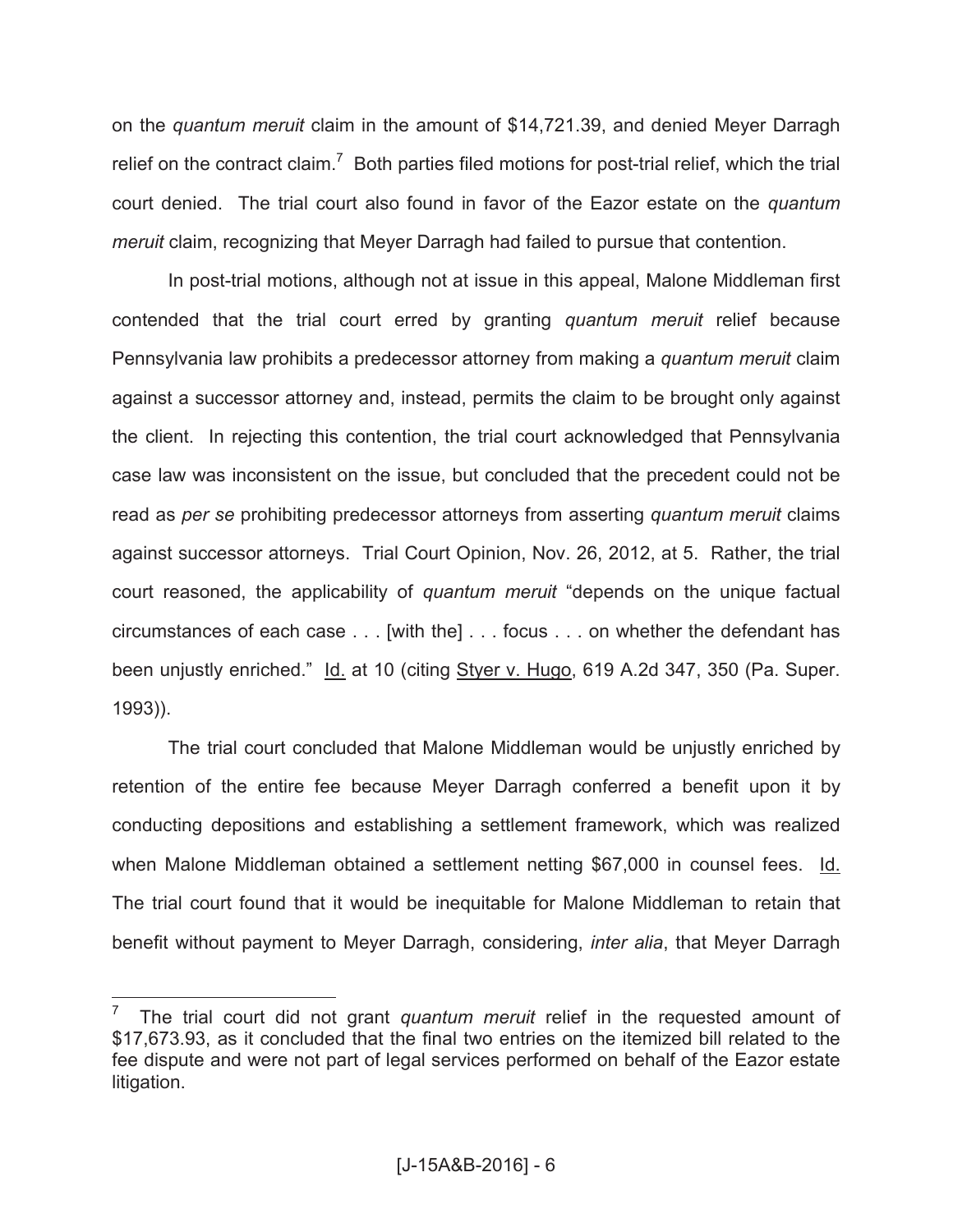on the *quantum meruit* claim in the amount of $14,721.39, and denied Meyer Darragh relief on the contract claim.[7] Both parties filed motions for post-trial relief, which the trial court denied. The trial court also found in favor of the Eazor estate on the *quantum meruit* claim, recognizing that Meyer Darragh had failed to pursue that contention.

In post-trial motions, although not at issue in this appeal, Malone Middleman first contended that the trial court erred by granting *quantum meruit* relief because Pennsylvania law prohibits a predecessor attorney from making a *quantum meruit* claim against a successor attorney and, instead, permits the claim to be brought only against the client. In rejecting this contention, the trial court acknowledged that Pennsylvania case law was inconsistent on the issue, but concluded that the precedent could not be read as *per se* prohibiting predecessor attorneys from asserting *quantum meruit* claims against successor attorneys. Trial Court Opinion, Nov. 26, 2012, at 5. Rather, the trial court reasoned, the applicability of *quantum meruit* "depends on the unique factual circumstances of each case . . . [with the] . . . focus . . . on whether the defendant has been unjustly enriched." Id. at 10 (citing Styer v. Hugo, 619 A.2d 347, 350 (Pa. Super. 1993)).

The trial court concluded that Malone Middleman would be unjustly enriched by retention of the entire fee because Meyer Darragh conferred a benefit upon it by conducting depositions and establishing a settlement framework, which was realized when Malone Middleman obtained a settlement netting $67,000 in counsel fees. Id. The trial court found that it would be inequitable for Malone Middleman to retain that benefit without payment to Meyer Darragh, considering, *inter alia*, that Meyer Darragh

---

[7] The trial court did not grant *quantum meruit* relief in the requested amount of $17,673.93, as it concluded that the final two entries on the itemized bill related to the fee dispute and were not part of legal services performed on behalf of the Eazor estate litigation.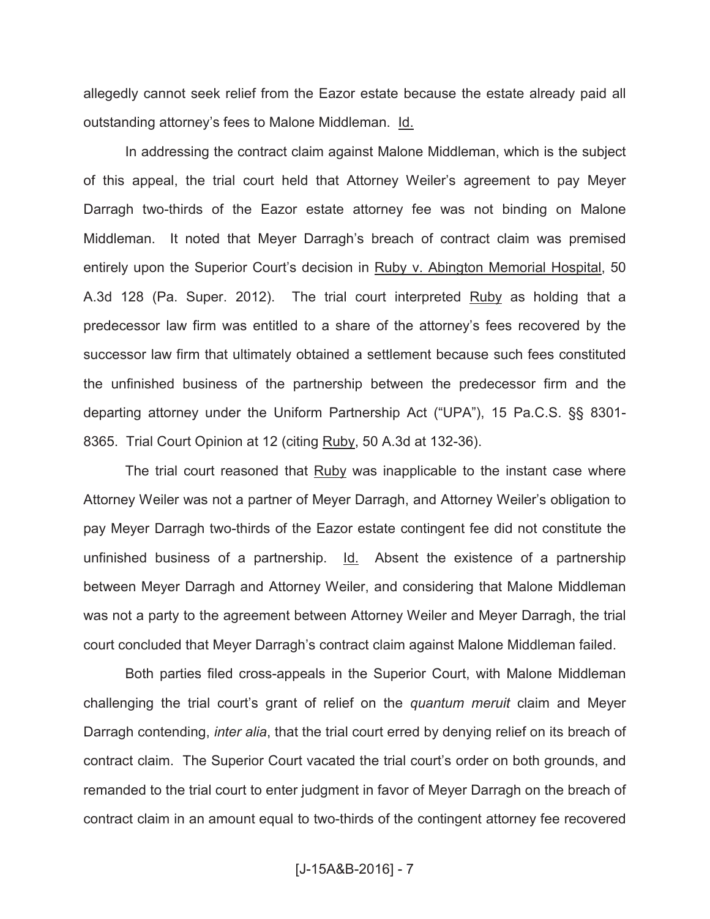allegedly cannot seek relief from the Eazor estate because the estate already paid all outstanding attorney's fees to Malone Middleman. Id.

In addressing the contract claim against Malone Middleman, which is the subject of this appeal, the trial court held that Attorney Weiler's agreement to pay Meyer Darragh two-thirds of the Eazor estate attorney fee was not binding on Malone Middleman. It noted that Meyer Darragh's breach of contract claim was premised entirely upon the Superior Court's decision in Ruby v. Abington Memorial Hospital, 50 A.3d 128 (Pa. Super. 2012). The trial court interpreted Ruby as holding that a predecessor law firm was entitled to a share of the attorney's fees recovered by the successor law firm that ultimately obtained a settlement because such fees constituted the unfinished business of the partnership between the predecessor firm and the departing attorney under the Uniform Partnership Act ("UPA"), 15 Pa.C.S. §§ 8301-8365. Trial Court Opinion at 12 (citing Ruby, 50 A.3d at 132-36).

The trial court reasoned that Ruby was inapplicable to the instant case where Attorney Weiler was not a partner of Meyer Darragh, and Attorney Weiler's obligation to pay Meyer Darragh two-thirds of the Eazor estate contingent fee did not constitute the unfinished business of a partnership. Id. Absent the existence of a partnership between Meyer Darragh and Attorney Weiler, and considering that Malone Middleman was not a party to the agreement between Attorney Weiler and Meyer Darragh, the trial court concluded that Meyer Darragh's contract claim against Malone Middleman failed.

Both parties filed cross-appeals in the Superior Court, with Malone Middleman challenging the trial court's grant of relief on the *quantum meruit* claim and Meyer Darragh contending, *inter alia*, that the trial court erred by denying relief on its breach of contract claim. The Superior Court vacated the trial court's order on both grounds, and remanded to the trial court to enter judgment in favor of Meyer Darragh on the breach of contract claim in an amount equal to two-thirds of the contingent attorney fee recovered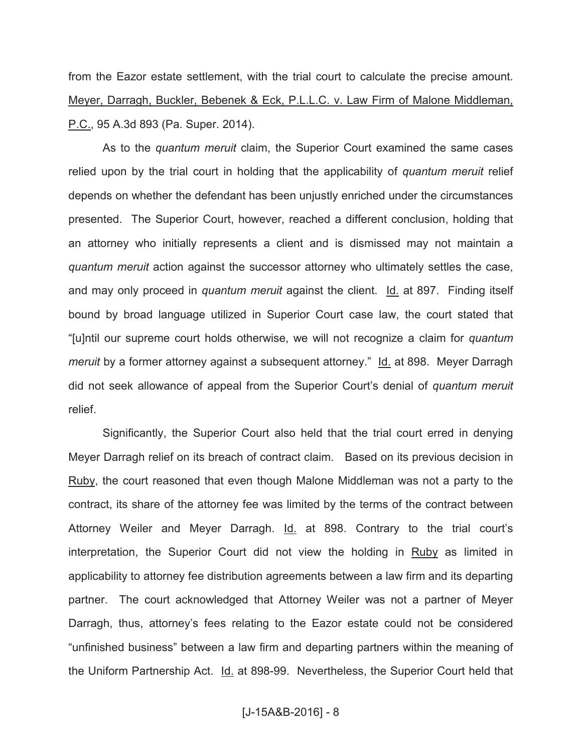from the Eazor estate settlement, with the trial court to calculate the precise amount. Meyer, Darragh, Buckler, Bebenek & Eck, P.L.L.C. v. Law Firm of Malone Middleman, P.C., 95 A.3d 893 (Pa. Super. 2014).

As to the *quantum meruit* claim, the Superior Court examined the same cases relied upon by the trial court in holding that the applicability of *quantum meruit* relief depends on whether the defendant has been unjustly enriched under the circumstances presented. The Superior Court, however, reached a different conclusion, holding that an attorney who initially represents a client and is dismissed may not maintain a *quantum meruit* action against the successor attorney who ultimately settles the case, and may only proceed in *quantum meruit* against the client. Id. at 897. Finding itself bound by broad language utilized in Superior Court case law, the court stated that "[u]ntil our supreme court holds otherwise, we will not recognize a claim for *quantum meruit* by a former attorney against a subsequent attorney." Id. at 898. Meyer Darragh did not seek allowance of appeal from the Superior Court's denial of *quantum meruit* relief.

Significantly, the Superior Court also held that the trial court erred in denying Meyer Darragh relief on its breach of contract claim. Based on its previous decision in Ruby, the court reasoned that even though Malone Middleman was not a party to the contract, its share of the attorney fee was limited by the terms of the contract between Attorney Weiler and Meyer Darragh. Id. at 898. Contrary to the trial court's interpretation, the Superior Court did not view the holding in Ruby as limited in applicability to attorney fee distribution agreements between a law firm and its departing partner. The court acknowledged that Attorney Weiler was not a partner of Meyer Darragh, thus, attorney's fees relating to the Eazor estate could not be considered "unfinished business" between a law firm and departing partners within the meaning of the Uniform Partnership Act. Id. at 898-99. Nevertheless, the Superior Court held that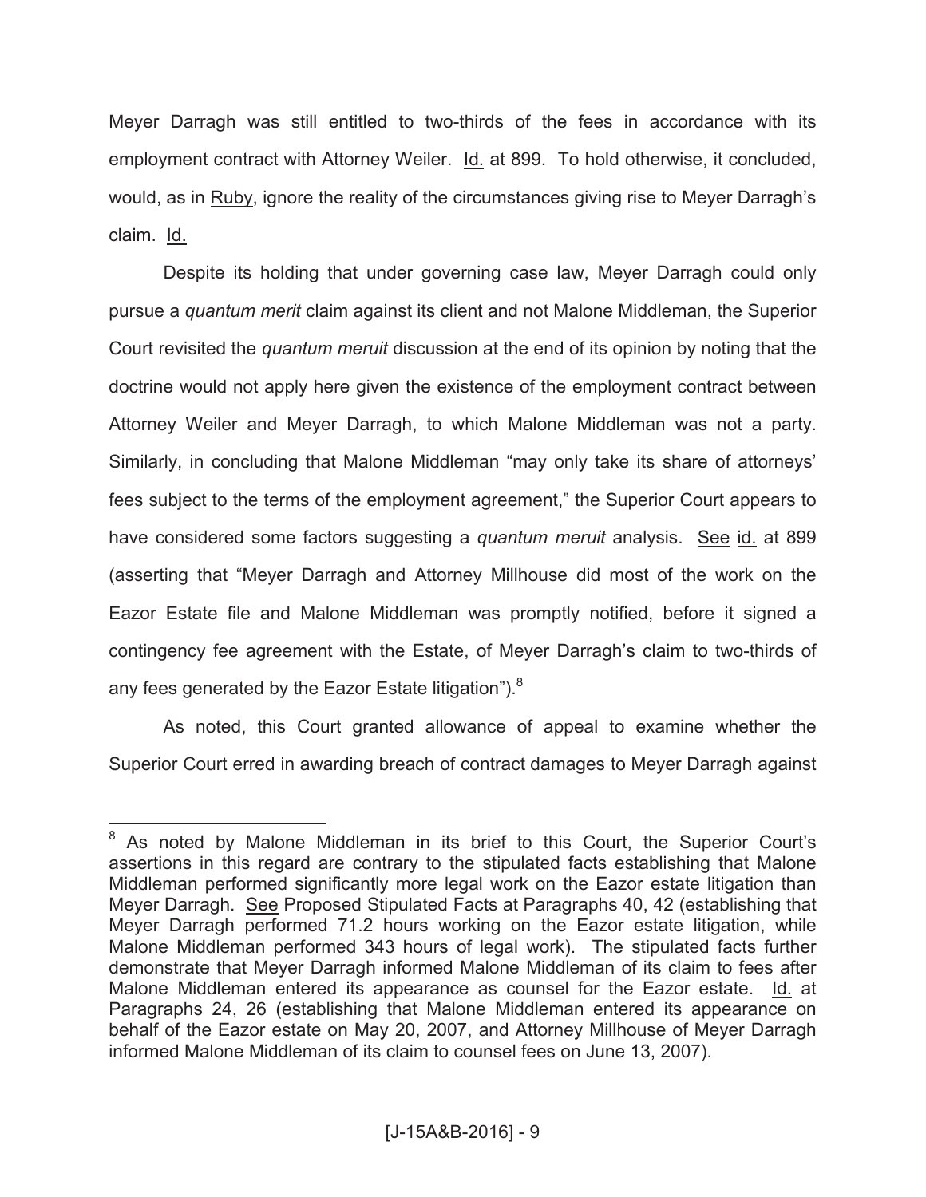Meyer Darragh was still entitled to two-thirds of the fees in accordance with its employment contract with Attorney Weiler. Id. at 899. To hold otherwise, it concluded, would, as in Ruby, ignore the reality of the circumstances giving rise to Meyer Darragh's claim. Id.

Despite its holding that under governing case law, Meyer Darragh could only pursue a *quantum merit* claim against its client and not Malone Middleman, the Superior Court revisited the *quantum meruit* discussion at the end of its opinion by noting that the doctrine would not apply here given the existence of the employment contract between Attorney Weiler and Meyer Darragh, to which Malone Middleman was not a party. Similarly, in concluding that Malone Middleman "may only take its share of attorneys' fees subject to the terms of the employment agreement," the Superior Court appears to have considered some factors suggesting a *quantum meruit* analysis. See id. at 899 (asserting that "Meyer Darragh and Attorney Millhouse did most of the work on the Eazor Estate file and Malone Middleman was promptly notified, before it signed a contingency fee agreement with the Estate, of Meyer Darragh's claim to two-thirds of any fees generated by the Eazor Estate litigation").[8]

As noted, this Court granted allowance of appeal to examine whether the Superior Court erred in awarding breach of contract damages to Meyer Darragh against

---

[8] As noted by Malone Middleman in its brief to this Court, the Superior Court's assertions in this regard are contrary to the stipulated facts establishing that Malone Middleman performed significantly more legal work on the Eazor estate litigation than Meyer Darragh. See Proposed Stipulated Facts at Paragraphs 40, 42 (establishing that Meyer Darragh performed 71.2 hours working on the Eazor estate litigation, while Malone Middleman performed 343 hours of legal work). The stipulated facts further demonstrate that Meyer Darragh informed Malone Middleman of its claim to fees after Malone Middleman entered its appearance as counsel for the Eazor estate. Id. at Paragraphs 24, 26 (establishing that Malone Middleman entered its appearance on behalf of the Eazor estate on May 20, 2007, and Attorney Millhouse of Meyer Darragh informed Malone Middleman of its claim to counsel fees on June 13, 2007).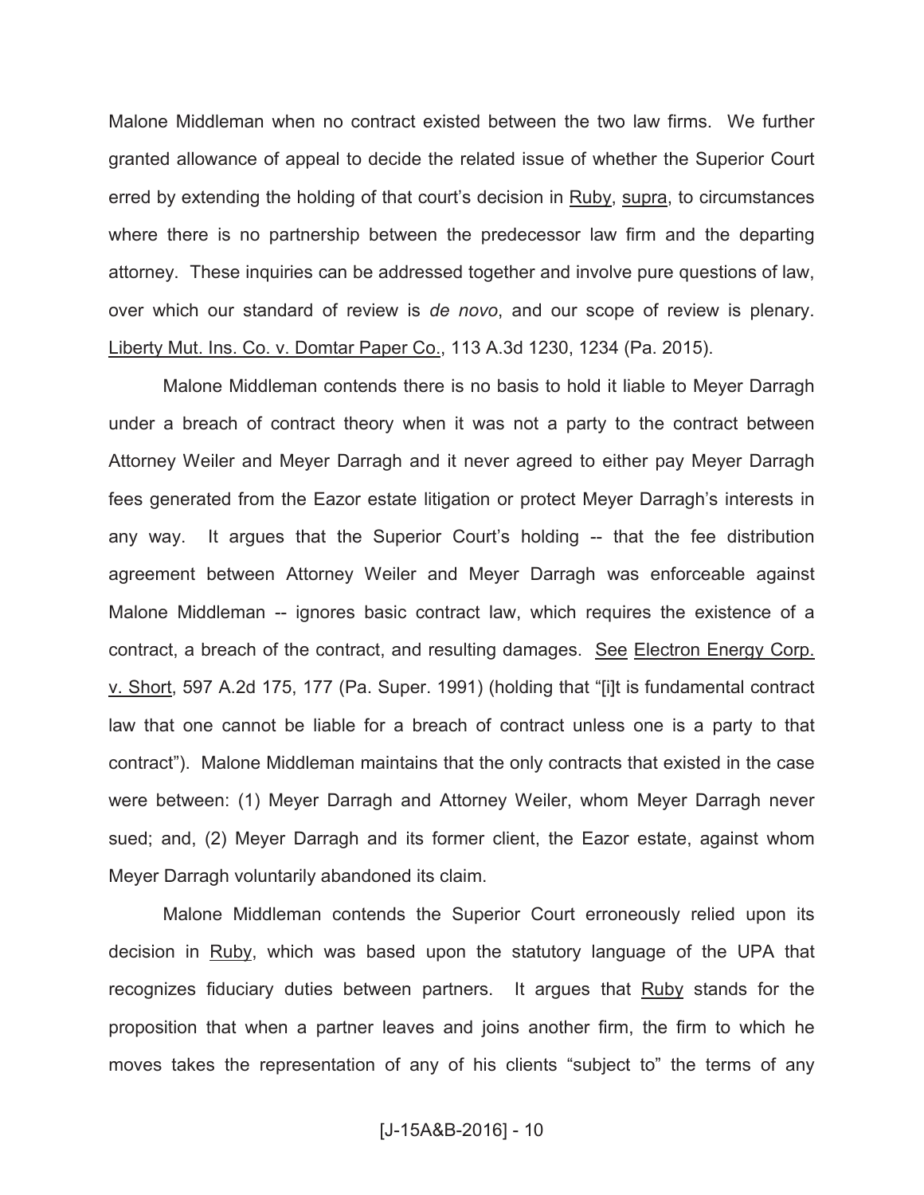Malone Middleman when no contract existed between the two law firms. We further granted allowance of appeal to decide the related issue of whether the Superior Court erred by extending the holding of that court's decision in Ruby, supra, to circumstances where there is no partnership between the predecessor law firm and the departing attorney. These inquiries can be addressed together and involve pure questions of law, over which our standard of review is *de novo*, and our scope of review is plenary. Liberty Mut. Ins. Co. v. Domtar Paper Co., 113 A.3d 1230, 1234 (Pa. 2015).

Malone Middleman contends there is no basis to hold it liable to Meyer Darragh under a breach of contract theory when it was not a party to the contract between Attorney Weiler and Meyer Darragh and it never agreed to either pay Meyer Darragh fees generated from the Eazor estate litigation or protect Meyer Darragh's interests in any way. It argues that the Superior Court's holding -- that the fee distribution agreement between Attorney Weiler and Meyer Darragh was enforceable against Malone Middleman -- ignores basic contract law, which requires the existence of a contract, a breach of the contract, and resulting damages. See Electron Energy Corp. v. Short, 597 A.2d 175, 177 (Pa. Super. 1991) (holding that "[i]t is fundamental contract law that one cannot be liable for a breach of contract unless one is a party to that contract"). Malone Middleman maintains that the only contracts that existed in the case were between: (1) Meyer Darragh and Attorney Weiler, whom Meyer Darragh never sued; and, (2) Meyer Darragh and its former client, the Eazor estate, against whom Meyer Darragh voluntarily abandoned its claim.

Malone Middleman contends the Superior Court erroneously relied upon its decision in Ruby, which was based upon the statutory language of the UPA that recognizes fiduciary duties between partners. It argues that Ruby stands for the proposition that when a partner leaves and joins another firm, the firm to which he moves takes the representation of any of his clients "subject to" the terms of any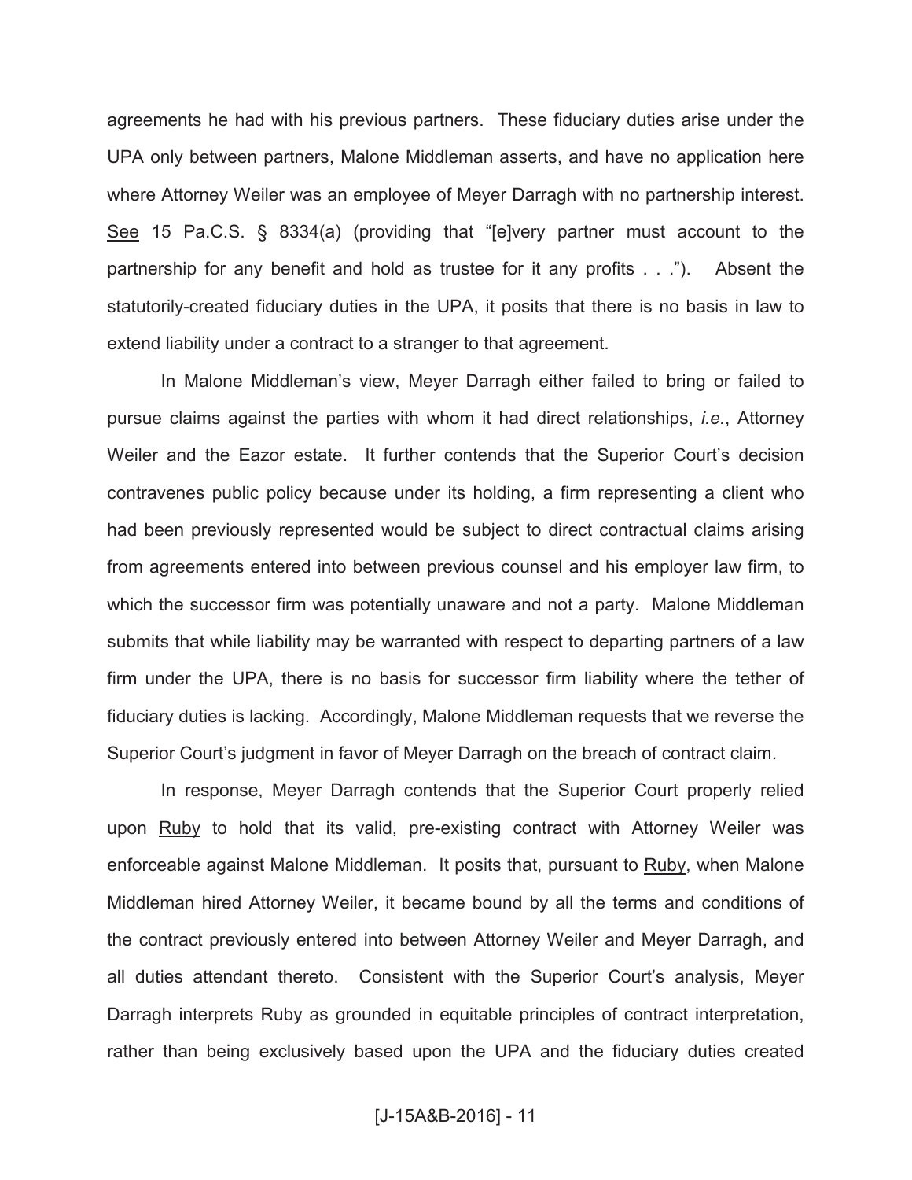agreements he had with his previous partners. These fiduciary duties arise under the UPA only between partners, Malone Middleman asserts, and have no application here where Attorney Weiler was an employee of Meyer Darragh with no partnership interest. See 15 Pa.C.S. § 8334(a) (providing that "[e]very partner must account to the partnership for any benefit and hold as trustee for it any profits . . ."). Absent the statutorily-created fiduciary duties in the UPA, it posits that there is no basis in law to extend liability under a contract to a stranger to that agreement.

In Malone Middleman's view, Meyer Darragh either failed to bring or failed to pursue claims against the parties with whom it had direct relationships, *i.e.*, Attorney Weiler and the Eazor estate. It further contends that the Superior Court's decision contravenes public policy because under its holding, a firm representing a client who had been previously represented would be subject to direct contractual claims arising from agreements entered into between previous counsel and his employer law firm, to which the successor firm was potentially unaware and not a party. Malone Middleman submits that while liability may be warranted with respect to departing partners of a law firm under the UPA, there is no basis for successor firm liability where the tether of fiduciary duties is lacking. Accordingly, Malone Middleman requests that we reverse the Superior Court's judgment in favor of Meyer Darragh on the breach of contract claim.

In response, Meyer Darragh contends that the Superior Court properly relied upon Ruby to hold that its valid, pre-existing contract with Attorney Weiler was enforceable against Malone Middleman. It posits that, pursuant to Ruby, when Malone Middleman hired Attorney Weiler, it became bound by all the terms and conditions of the contract previously entered into between Attorney Weiler and Meyer Darragh, and all duties attendant thereto. Consistent with the Superior Court's analysis, Meyer Darragh interprets Ruby as grounded in equitable principles of contract interpretation, rather than being exclusively based upon the UPA and the fiduciary duties created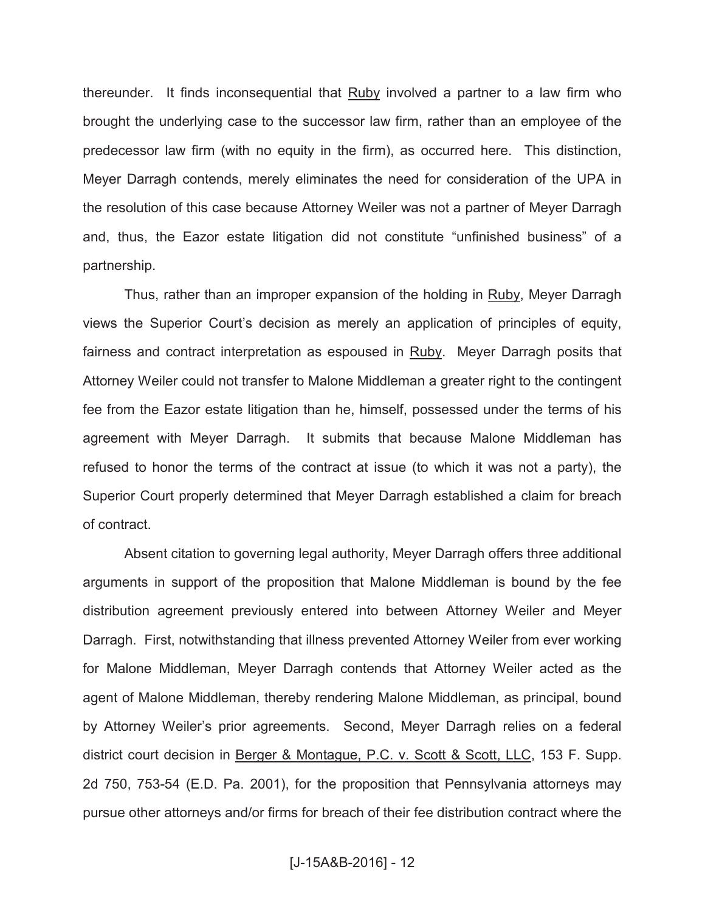thereunder. It finds inconsequential that Ruby involved a partner to a law firm who brought the underlying case to the successor law firm, rather than an employee of the predecessor law firm (with no equity in the firm), as occurred here. This distinction, Meyer Darragh contends, merely eliminates the need for consideration of the UPA in the resolution of this case because Attorney Weiler was not a partner of Meyer Darragh and, thus, the Eazor estate litigation did not constitute "unfinished business" of a partnership.

Thus, rather than an improper expansion of the holding in Ruby, Meyer Darragh views the Superior Court's decision as merely an application of principles of equity, fairness and contract interpretation as espoused in Ruby. Meyer Darragh posits that Attorney Weiler could not transfer to Malone Middleman a greater right to the contingent fee from the Eazor estate litigation than he, himself, possessed under the terms of his agreement with Meyer Darragh. It submits that because Malone Middleman has refused to honor the terms of the contract at issue (to which it was not a party), the Superior Court properly determined that Meyer Darragh established a claim for breach of contract.

Absent citation to governing legal authority, Meyer Darragh offers three additional arguments in support of the proposition that Malone Middleman is bound by the fee distribution agreement previously entered into between Attorney Weiler and Meyer Darragh. First, notwithstanding that illness prevented Attorney Weiler from ever working for Malone Middleman, Meyer Darragh contends that Attorney Weiler acted as the agent of Malone Middleman, thereby rendering Malone Middleman, as principal, bound by Attorney Weiler's prior agreements. Second, Meyer Darragh relies on a federal district court decision in Berger & Montague, P.C. v. Scott & Scott, LLC, 153 F. Supp. 2d 750, 753-54 (E.D. Pa. 2001), for the proposition that Pennsylvania attorneys may pursue other attorneys and/or firms for breach of their fee distribution contract where the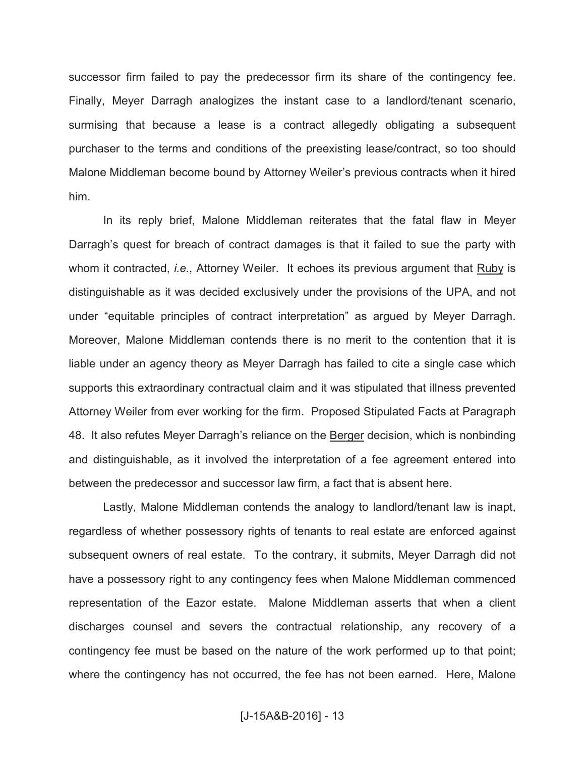successor firm failed to pay the predecessor firm its share of the contingency fee. Finally, Meyer Darragh analogizes the instant case to a landlord/tenant scenario, surmising that because a lease is a contract allegedly obligating a subsequent purchaser to the terms and conditions of the preexisting lease/contract, so too should Malone Middleman become bound by Attorney Weiler's previous contracts when it hired him.

In its reply brief, Malone Middleman reiterates that the fatal flaw in Meyer Darragh's quest for breach of contract damages is that it failed to sue the party with whom it contracted, *i.e.*, Attorney Weiler. It echoes its previous argument that Ruby is distinguishable as it was decided exclusively under the provisions of the UPA, and not under "equitable principles of contract interpretation" as argued by Meyer Darragh. Moreover, Malone Middleman contends there is no merit to the contention that it is liable under an agency theory as Meyer Darragh has failed to cite a single case which supports this extraordinary contractual claim and it was stipulated that illness prevented Attorney Weiler from ever working for the firm. Proposed Stipulated Facts at Paragraph 48. It also refutes Meyer Darragh's reliance on the Berger decision, which is nonbinding and distinguishable, as it involved the interpretation of a fee agreement entered into between the predecessor and successor law firm, a fact that is absent here.

Lastly, Malone Middleman contends the analogy to landlord/tenant law is inapt, regardless of whether possessory rights of tenants to real estate are enforced against subsequent owners of real estate. To the contrary, it submits, Meyer Darragh did not have a possessory right to any contingency fees when Malone Middleman commenced representation of the Eazor estate. Malone Middleman asserts that when a client discharges counsel and severs the contractual relationship, any recovery of a contingency fee must be based on the nature of the work performed up to that point; where the contingency has not occurred, the fee has not been earned. Here, Malone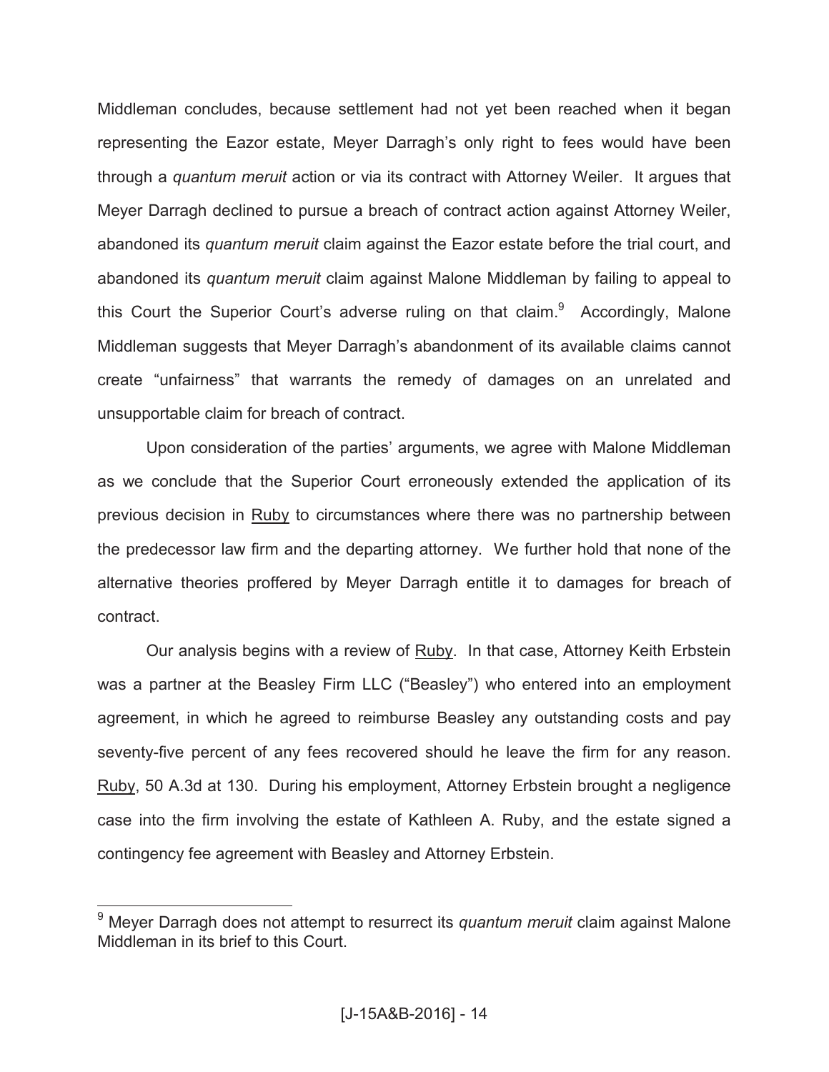Middleman concludes, because settlement had not yet been reached when it began representing the Eazor estate, Meyer Darragh's only right to fees would have been through a *quantum meruit* action or via its contract with Attorney Weiler. It argues that Meyer Darragh declined to pursue a breach of contract action against Attorney Weiler, abandoned its *quantum meruit* claim against the Eazor estate before the trial court, and abandoned its *quantum meruit* claim against Malone Middleman by failing to appeal to this Court the Superior Court's adverse ruling on that claim.[9] Accordingly, Malone Middleman suggests that Meyer Darragh's abandonment of its available claims cannot create "unfairness" that warrants the remedy of damages on an unrelated and unsupportable claim for breach of contract.

Upon consideration of the parties' arguments, we agree with Malone Middleman as we conclude that the Superior Court erroneously extended the application of its previous decision in Ruby to circumstances where there was no partnership between the predecessor law firm and the departing attorney. We further hold that none of the alternative theories proffered by Meyer Darragh entitle it to damages for breach of contract.

Our analysis begins with a review of Ruby. In that case, Attorney Keith Erbstein was a partner at the Beasley Firm LLC ("Beasley") who entered into an employment agreement, in which he agreed to reimburse Beasley any outstanding costs and pay seventy-five percent of any fees recovered should he leave the firm for any reason. Ruby, 50 A.3d at 130. During his employment, Attorney Erbstein brought a negligence case into the firm involving the estate of Kathleen A. Ruby, and the estate signed a contingency fee agreement with Beasley and Attorney Erbstein.

---

[9] Meyer Darragh does not attempt to resurrect its *quantum meruit* claim against Malone Middleman in its brief to this Court.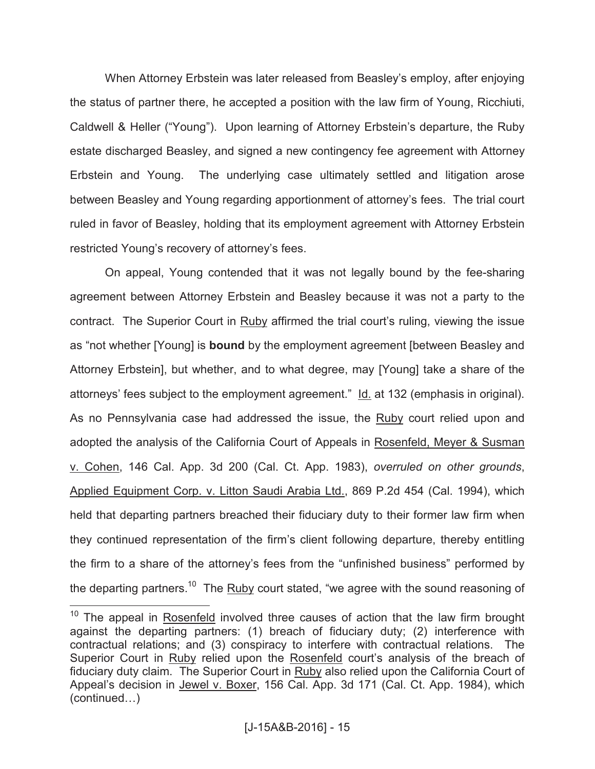When Attorney Erbstein was later released from Beasley's employ, after enjoying the status of partner there, he accepted a position with the law firm of Young, Ricchiuti, Caldwell & Heller ("Young"). Upon learning of Attorney Erbstein's departure, the Ruby estate discharged Beasley, and signed a new contingency fee agreement with Attorney Erbstein and Young. The underlying case ultimately settled and litigation arose between Beasley and Young regarding apportionment of attorney's fees. The trial court ruled in favor of Beasley, holding that its employment agreement with Attorney Erbstein restricted Young's recovery of attorney's fees.

On appeal, Young contended that it was not legally bound by the fee-sharing agreement between Attorney Erbstein and Beasley because it was not a party to the contract. The Superior Court in Ruby affirmed the trial court's ruling, viewing the issue as "not whether [Young] is **bound** by the employment agreement [between Beasley and Attorney Erbstein], but whether, and to what degree, may [Young] take a share of the attorneys' fees subject to the employment agreement." Id. at 132 (emphasis in original). As no Pennsylvania case had addressed the issue, the Ruby court relied upon and adopted the analysis of the California Court of Appeals in Rosenfeld, Meyer & Susman v. Cohen, 146 Cal. App. 3d 200 (Cal. Ct. App. 1983), *overruled on other grounds*, Applied Equipment Corp. v. Litton Saudi Arabia Ltd., 869 P.2d 454 (Cal. 1994), which held that departing partners breached their fiduciary duty to their former law firm when they continued representation of the firm's client following departure, thereby entitling the firm to a share of the attorney's fees from the "unfinished business" performed by the departing partners.[10] The Ruby court stated, "we agree with the sound reasoning of

[10] The appeal in Rosenfeld involved three causes of action that the law firm brought against the departing partners: (1) breach of fiduciary duty; (2) interference with contractual relations; and (3) conspiracy to interfere with contractual relations. The Superior Court in Ruby relied upon the Rosenfeld court's analysis of the breach of fiduciary duty claim. The Superior Court in Ruby also relied upon the California Court of Appeal's decision in Jewel v. Boxer, 156 Cal. App. 3d 171 (Cal. Ct. App. 1984), which (continued…)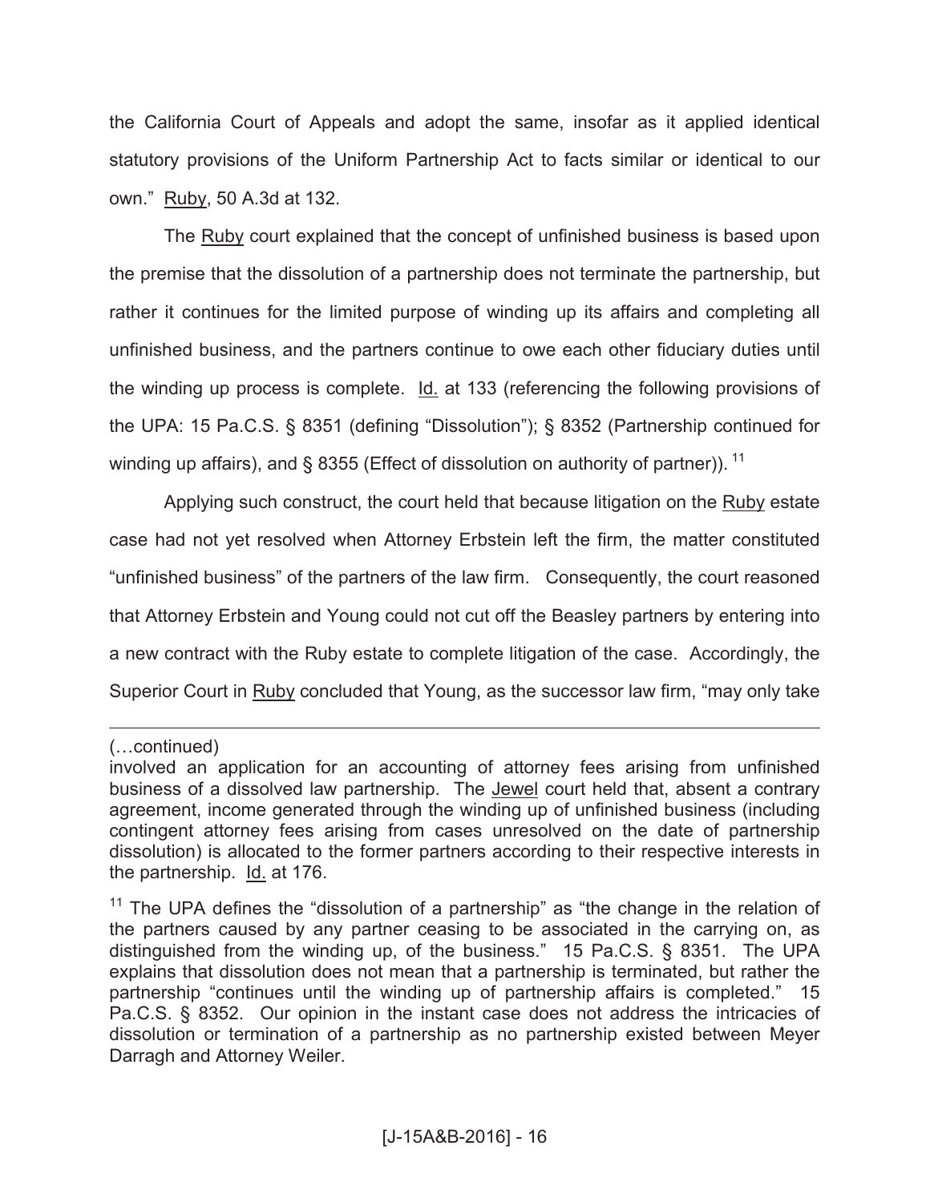the California Court of Appeals and adopt the same, insofar as it applied identical statutory provisions of the Uniform Partnership Act to facts similar or identical to our own." Ruby, 50 A.3d at 132.

The Ruby court explained that the concept of unfinished business is based upon the premise that the dissolution of a partnership does not terminate the partnership, but rather it continues for the limited purpose of winding up its affairs and completing all unfinished business, and the partners continue to owe each other fiduciary duties until the winding up process is complete. Id. at 133 (referencing the following provisions of the UPA: 15 Pa.C.S. § 8351 (defining "Dissolution"); § 8352 (Partnership continued for winding up affairs), and § 8355 (Effect of dissolution on authority of partner)).[11]

Applying such construct, the court held that because litigation on the Ruby estate case had not yet resolved when Attorney Erbstein left the firm, the matter constituted "unfinished business" of the partners of the law firm. Consequently, the court reasoned that Attorney Erbstein and Young could not cut off the Beasley partners by entering into a new contract with the Ruby estate to complete litigation of the case. Accordingly, the Superior Court in Ruby concluded that Young, as the successor law firm, "may only take

---

(…continued)
involved an application for an accounting of attorney fees arising from unfinished business of a dissolved law partnership. The Jewel court held that, absent a contrary agreement, income generated through the winding up of unfinished business (including contingent attorney fees arising from cases unresolved on the date of partnership dissolution) is allocated to the former partners according to their respective interests in the partnership. Id. at 176.

[11] The UPA defines the "dissolution of a partnership" as "the change in the relation of the partners caused by any partner ceasing to be associated in the carrying on, as distinguished from the winding up, of the business." 15 Pa.C.S. § 8351. The UPA explains that dissolution does not mean that a partnership is terminated, but rather the partnership "continues until the winding up of partnership affairs is completed." 15 Pa.C.S. § 8352. Our opinion in the instant case does not address the intricacies of dissolution or termination of a partnership as no partnership existed between Meyer Darragh and Attorney Weiler.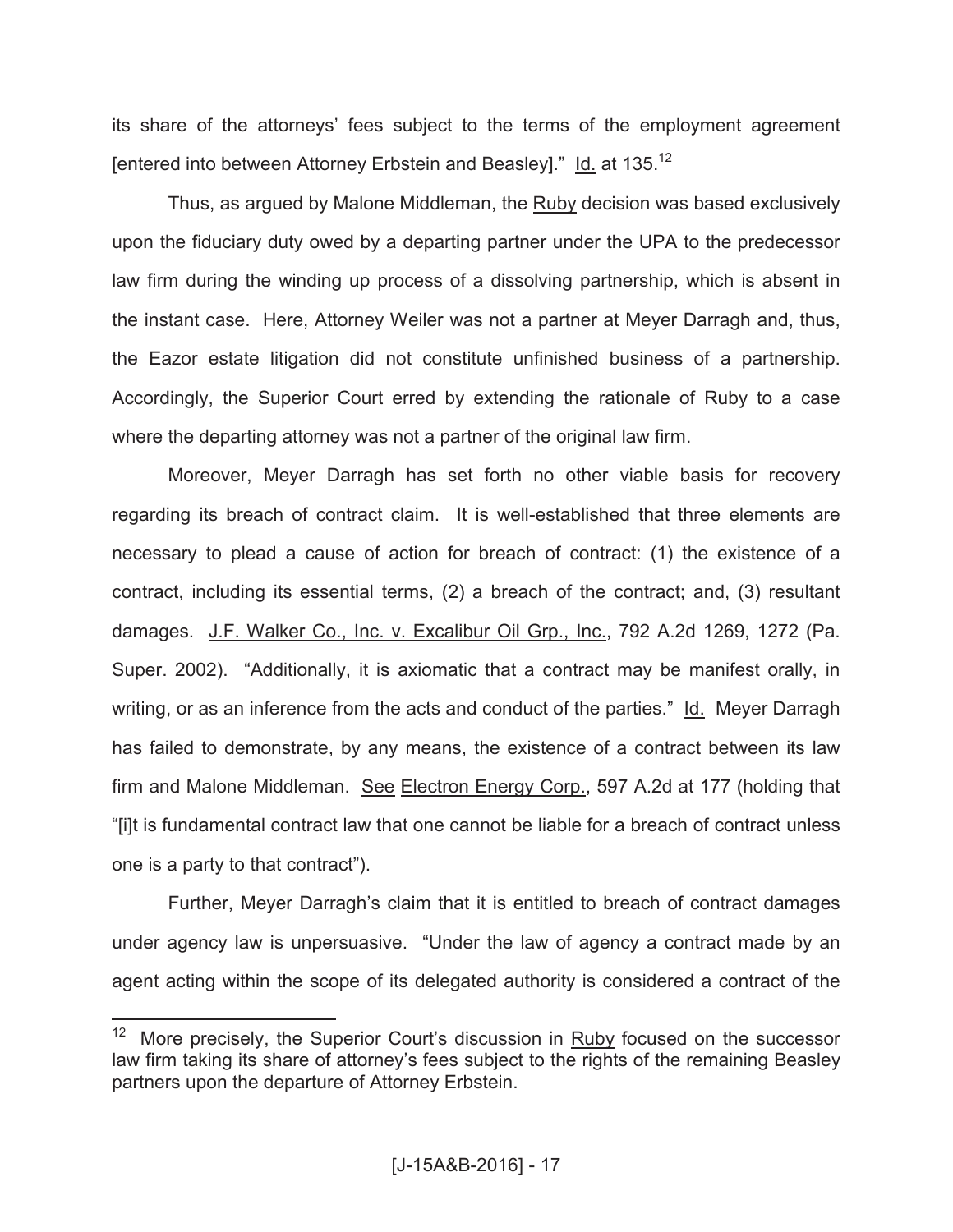its share of the attorneys' fees subject to the terms of the employment agreement [entered into between Attorney Erbstein and Beasley]." Id. at 135.[12]

Thus, as argued by Malone Middleman, the Ruby decision was based exclusively upon the fiduciary duty owed by a departing partner under the UPA to the predecessor law firm during the winding up process of a dissolving partnership, which is absent in the instant case. Here, Attorney Weiler was not a partner at Meyer Darragh and, thus, the Eazor estate litigation did not constitute unfinished business of a partnership. Accordingly, the Superior Court erred by extending the rationale of Ruby to a case where the departing attorney was not a partner of the original law firm.

Moreover, Meyer Darragh has set forth no other viable basis for recovery regarding its breach of contract claim. It is well-established that three elements are necessary to plead a cause of action for breach of contract: (1) the existence of a contract, including its essential terms, (2) a breach of the contract; and, (3) resultant damages. J.F. Walker Co., Inc. v. Excalibur Oil Grp., Inc., 792 A.2d 1269, 1272 (Pa. Super. 2002). "Additionally, it is axiomatic that a contract may be manifest orally, in writing, or as an inference from the acts and conduct of the parties." Id. Meyer Darragh has failed to demonstrate, by any means, the existence of a contract between its law firm and Malone Middleman. See Electron Energy Corp., 597 A.2d at 177 (holding that "[i]t is fundamental contract law that one cannot be liable for a breach of contract unless one is a party to that contract").

Further, Meyer Darragh's claim that it is entitled to breach of contract damages under agency law is unpersuasive. "Under the law of agency a contract made by an agent acting within the scope of its delegated authority is considered a contract of the

---

[12] More precisely, the Superior Court's discussion in Ruby focused on the successor law firm taking its share of attorney's fees subject to the rights of the remaining Beasley partners upon the departure of Attorney Erbstein.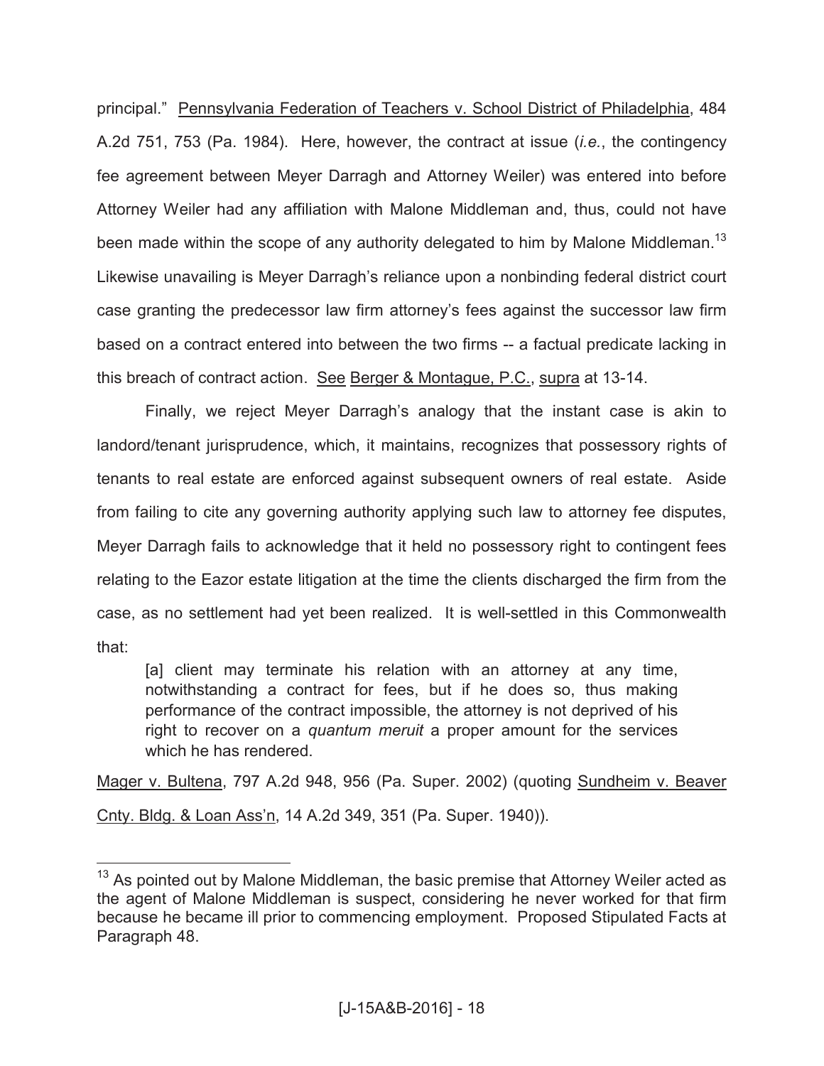principal." Pennsylvania Federation of Teachers v. School District of Philadelphia, 484 A.2d 751, 753 (Pa. 1984). Here, however, the contract at issue (*i.e.*, the contingency fee agreement between Meyer Darragh and Attorney Weiler) was entered into before Attorney Weiler had any affiliation with Malone Middleman and, thus, could not have been made within the scope of any authority delegated to him by Malone Middleman.[13] Likewise unavailing is Meyer Darragh's reliance upon a nonbinding federal district court case granting the predecessor law firm attorney's fees against the successor law firm based on a contract entered into between the two firms -- a factual predicate lacking in this breach of contract action. See Berger & Montague, P.C., supra at 13-14.

Finally, we reject Meyer Darragh's analogy that the instant case is akin to landord/tenant jurisprudence, which, it maintains, recognizes that possessory rights of tenants to real estate are enforced against subsequent owners of real estate. Aside from failing to cite any governing authority applying such law to attorney fee disputes, Meyer Darragh fails to acknowledge that it held no possessory right to contingent fees relating to the Eazor estate litigation at the time the clients discharged the firm from the case, as no settlement had yet been realized. It is well-settled in this Commonwealth that:

> [a] client may terminate his relation with an attorney at any time, notwithstanding a contract for fees, but if he does so, thus making performance of the contract impossible, the attorney is not deprived of his right to recover on a *quantum meruit* a proper amount for the services which he has rendered.

Mager v. Bultena, 797 A.2d 948, 956 (Pa. Super. 2002) (quoting Sundheim v. Beaver Cnty. Bldg. & Loan Ass'n, 14 A.2d 349, 351 (Pa. Super. 1940)).

---

[13] As pointed out by Malone Middleman, the basic premise that Attorney Weiler acted as the agent of Malone Middleman is suspect, considering he never worked for that firm because he became ill prior to commencing employment. Proposed Stipulated Facts at Paragraph 48.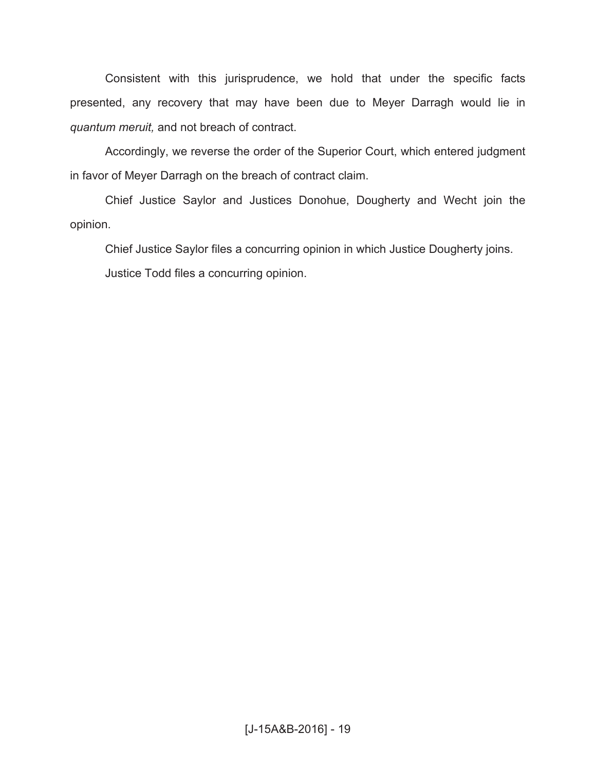Consistent with this jurisprudence, we hold that under the specific facts presented, any recovery that may have been due to Meyer Darragh would lie in *quantum meruit,* and not breach of contract.

Accordingly, we reverse the order of the Superior Court, which entered judgment in favor of Meyer Darragh on the breach of contract claim.

Chief Justice Saylor and Justices Donohue, Dougherty and Wecht join the opinion.

Chief Justice Saylor files a concurring opinion in which Justice Dougherty joins.

Justice Todd files a concurring opinion.